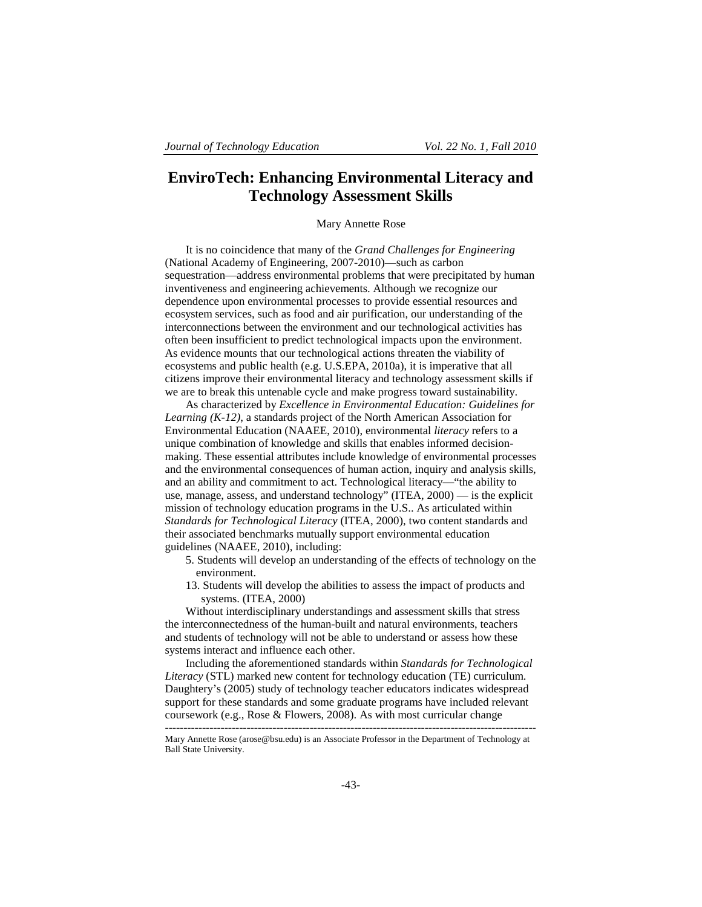# EnviroTech: Enhancing Environmental Literacy and Technology Assessment Skills

Mary Annette Rose

It is no coincidence that many of the *Grand Challenges for Engineering* (National Academy of Engineering, 2007-2010)—such as carbon sequestration—address environmental problems that were precipitated by human inventiveness and engineering achievements. Although we recognize our dependence upon environmental processes to provide essential resources and ecosystem services, such as food and air purification, our understanding of the interconnections between the environment and our technological activities has often been insufficient to predict technological impacts upon the environment. As evidence mounts that our technological actions threaten the viability of ecosystems and public health (e.g. U.S.EPA, 2010a), it is imperative that all citizens improve their environmental literacy and technology assessment skills if we are to break this untenable cycle and make progress toward sustainability.

As characterized by *Excellence in Environmental Education: Guidelines for Learning (K-12)*, a standards project of the North American Association for Environmental Education (NAAEE, 2010), environmental *literacy* refers to a unique combination of knowledge and skills that enables informed decision-making. These essential attributes include knowledge of environmental processes and the environmental consequences of human action, inquiry and analysis skills, and an ability and commitment to act. Technological literacy—"the ability to use, manage, assess, and understand technology" (ITEA, 2000) — is the explicit mission of technology education programs in the U.S.. As articulated within *Standards for Technological Literacy* (ITEA, 2000), two content standards and their associated benchmarks mutually support environmental education guidelines (NAAEE, 2010), including:

5. Students will develop an understanding of the effects of technology on the environment.
13. Students will develop the abilities to assess the impact of products and systems. (ITEA, 2000)

Without interdisciplinary understandings and assessment skills that stress the interconnectedness of the human-built and natural environments, teachers and students of technology will not be able to understand or assess how these systems interact and influence each other.

Including the aforementioned standards within *Standards for Technological Literacy* (STL) marked new content for technology education (TE) curriculum. Daughtery's (2005) study of technology teacher educators indicates widespread support for these standards and some graduate programs have included relevant coursework (e.g., Rose & Flowers, 2008). As with most curricular change

---

Mary Annette Rose (arose@bsu.edu) is an Associate Professor in the Department of Technology at Ball State University.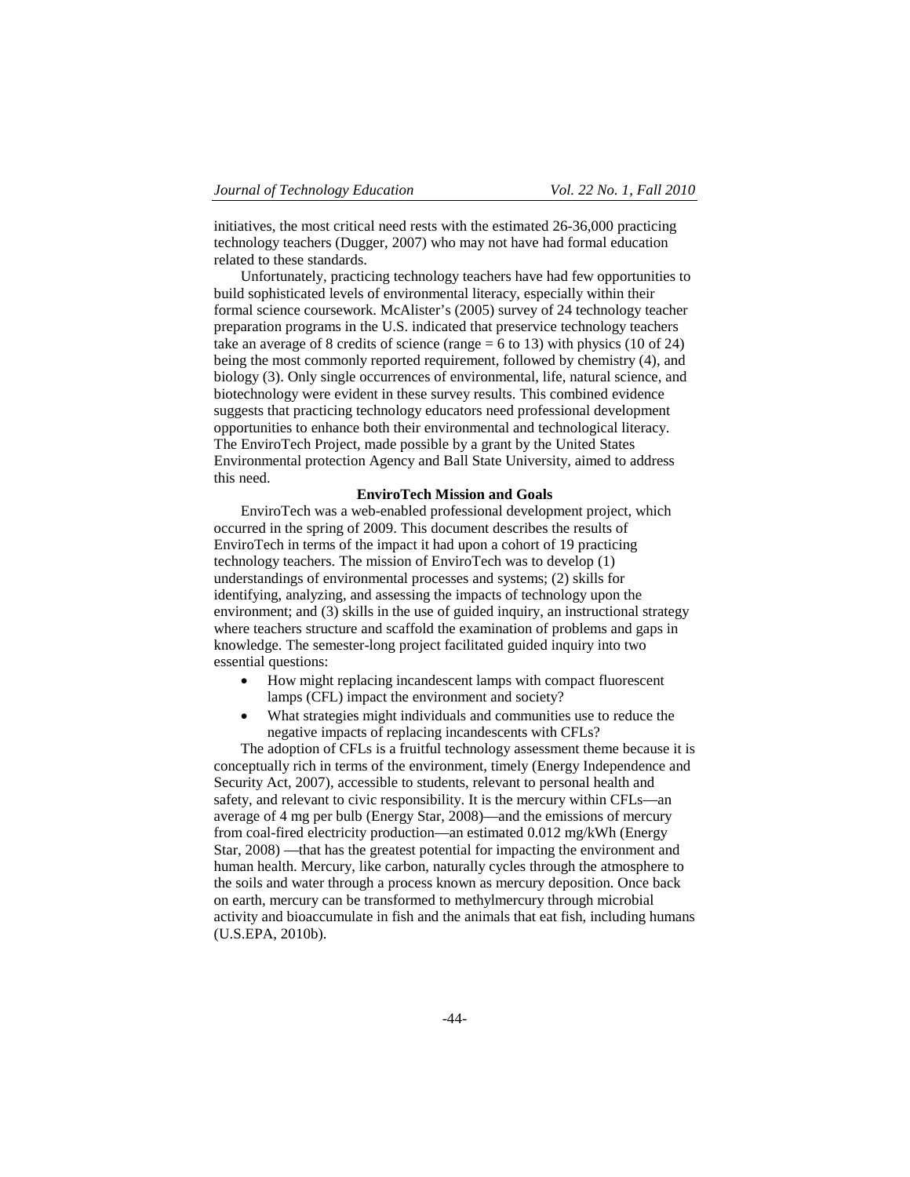initiatives, the most critical need rests with the estimated 26-36,000 practicing technology teachers (Dugger, 2007) who may not have had formal education related to these standards.

Unfortunately, practicing technology teachers have had few opportunities to build sophisticated levels of environmental literacy, especially within their formal science coursework. McAlister's (2005) survey of 24 technology teacher preparation programs in the U.S. indicated that preservice technology teachers take an average of 8 credits of science (range = 6 to 13) with physics (10 of 24) being the most commonly reported requirement, followed by chemistry (4), and biology (3). Only single occurrences of environmental, life, natural science, and biotechnology were evident in these survey results. This combined evidence suggests that practicing technology educators need professional development opportunities to enhance both their environmental and technological literacy. The EnviroTech Project, made possible by a grant by the United States Environmental protection Agency and Ball State University, aimed to address this need.

## EnviroTech Mission and Goals

EnviroTech was a web-enabled professional development project, which occurred in the spring of 2009. This document describes the results of EnviroTech in terms of the impact it had upon a cohort of 19 practicing technology teachers. The mission of EnviroTech was to develop (1) understandings of environmental processes and systems; (2) skills for identifying, analyzing, and assessing the impacts of technology upon the environment; and (3) skills in the use of guided inquiry, an instructional strategy where teachers structure and scaffold the examination of problems and gaps in knowledge. The semester-long project facilitated guided inquiry into two essential questions:

- How might replacing incandescent lamps with compact fluorescent lamps (CFL) impact the environment and society?
- What strategies might individuals and communities use to reduce the negative impacts of replacing incandescents with CFLs?

The adoption of CFLs is a fruitful technology assessment theme because it is conceptually rich in terms of the environment, timely (Energy Independence and Security Act, 2007), accessible to students, relevant to personal health and safety, and relevant to civic responsibility. It is the mercury within CFLs—an average of 4 mg per bulb (Energy Star, 2008)—and the emissions of mercury from coal-fired electricity production—an estimated 0.012 mg/kWh (Energy Star, 2008) —that has the greatest potential for impacting the environment and human health. Mercury, like carbon, naturally cycles through the atmosphere to the soils and water through a process known as mercury deposition. Once back on earth, mercury can be transformed to methylmercury through microbial activity and bioaccumulate in fish and the animals that eat fish, including humans (U.S.EPA, 2010b).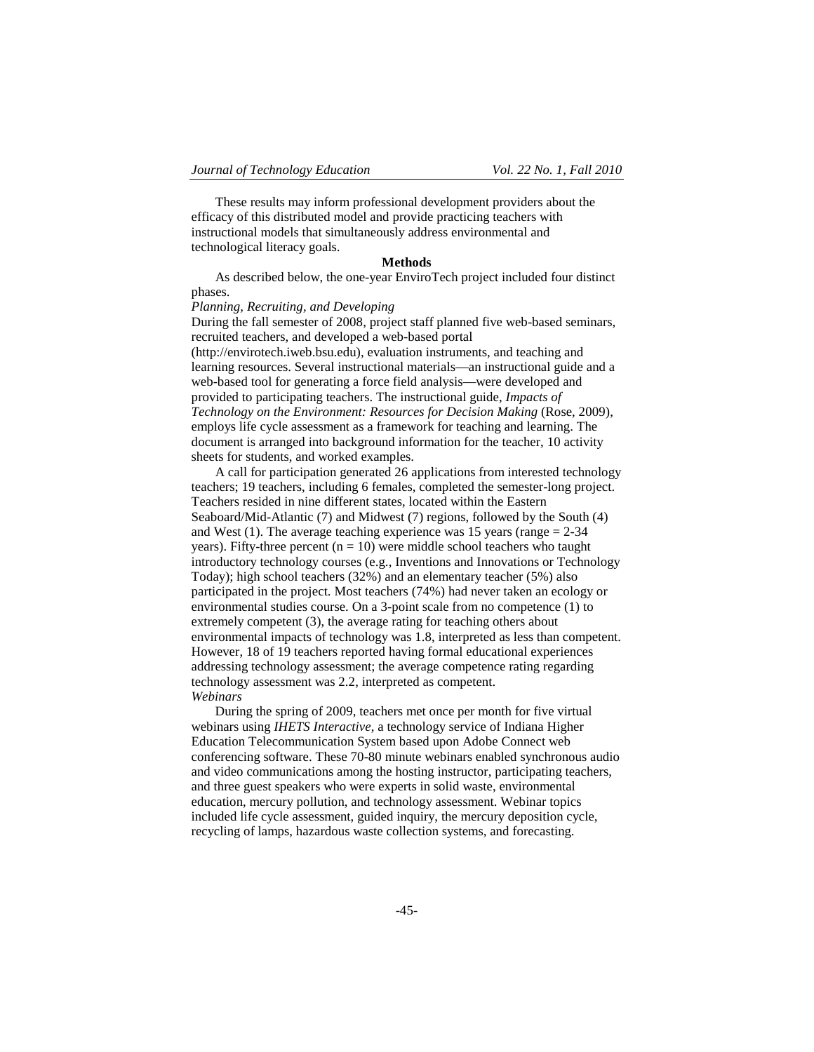These results may inform professional development providers about the efficacy of this distributed model and provide practicing teachers with instructional models that simultaneously address environmental and technological literacy goals.

## Methods

As described below, the one-year EnviroTech project included four distinct phases.

### *Planning, Recruiting, and Developing*

During the fall semester of 2008, project staff planned five web-based seminars, recruited teachers, and developed a web-based portal (http://envirotech.iweb.bsu.edu), evaluation instruments, and teaching and learning resources. Several instructional materials—an instructional guide and a web-based tool for generating a force field analysis—were developed and provided to participating teachers. The instructional guide, *Impacts of Technology on the Environment: Resources for Decision Making* (Rose, 2009), employs life cycle assessment as a framework for teaching and learning. The document is arranged into background information for the teacher, 10 activity sheets for students, and worked examples.

A call for participation generated 26 applications from interested technology teachers; 19 teachers, including 6 females, completed the semester-long project. Teachers resided in nine different states, located within the Eastern Seaboard/Mid-Atlantic (7) and Midwest (7) regions, followed by the South (4) and West (1). The average teaching experience was 15 years (range = 2-34 years). Fifty-three percent ($n = 10$) were middle school teachers who taught introductory technology courses (e.g., Inventions and Innovations or Technology Today); high school teachers (32%) and an elementary teacher (5%) also participated in the project. Most teachers (74%) had never taken an ecology or environmental studies course. On a 3-point scale from no competence (1) to extremely competent (3), the average rating for teaching others about environmental impacts of technology was 1.8, interpreted as less than competent. However, 18 of 19 teachers reported having formal educational experiences addressing technology assessment; the average competence rating regarding technology assessment was 2.2, interpreted as competent.

### *Webinars*

During the spring of 2009, teachers met once per month for five virtual webinars using *IHETS Interactive*, a technology service of Indiana Higher Education Telecommunication System based upon Adobe Connect web conferencing software. These 70-80 minute webinars enabled synchronous audio and video communications among the hosting instructor, participating teachers, and three guest speakers who were experts in solid waste, environmental education, mercury pollution, and technology assessment. Webinar topics included life cycle assessment, guided inquiry, the mercury deposition cycle, recycling of lamps, hazardous waste collection systems, and forecasting.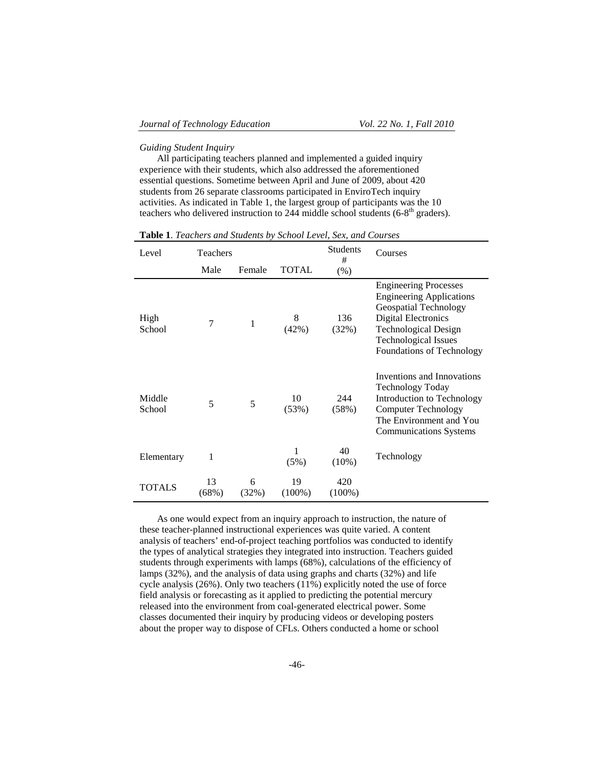*Guiding Student Inquiry*

All participating teachers planned and implemented a guided inquiry experience with their students, which also addressed the aforementioned essential questions. Sometime between April and June of 2009, about 420 students from 26 separate classrooms participated in EnviroTech inquiry activities. As indicated in Table 1, the largest group of participants was the 10 teachers who delivered instruction to 244 middle school students (6-8th graders).

**Table 1**. *Teachers and Students by School Level, Sex, and Courses*

| Level | Teachers | | | Students # | Courses |
|---|---|---|---|---|---|
| | Male | Female | TOTAL | (%) | |
| High School | 7 | 1 | 8 (42%) | 136 (32%) | Engineering Processes<br>Engineering Applications<br>Geospatial Technology<br>Digital Electronics<br>Technological Design<br>Technological Issues<br>Foundations of Technology |
| Middle School | 5 | 5 | 10 (53%) | 244 (58%) | Inventions and Innovations<br>Technology Today<br>Introduction to Technology<br>Computer Technology<br>The Environment and You<br>Communications Systems |
| Elementary | 1 | | 1 (5%) | 40 (10%) | Technology |
| TOTALS | 13 (68%) | 6 (32%) | 19 (100%) | 420 (100%) | |

As one would expect from an inquiry approach to instruction, the nature of these teacher-planned instructional experiences was quite varied. A content analysis of teachers' end-of-project teaching portfolios was conducted to identify the types of analytical strategies they integrated into instruction. Teachers guided students through experiments with lamps (68%), calculations of the efficiency of lamps (32%), and the analysis of data using graphs and charts (32%) and life cycle analysis (26%). Only two teachers (11%) explicitly noted the use of force field analysis or forecasting as it applied to predicting the potential mercury released into the environment from coal-generated electrical power. Some classes documented their inquiry by producing videos or developing posters about the proper way to dispose of CFLs. Others conducted a home or school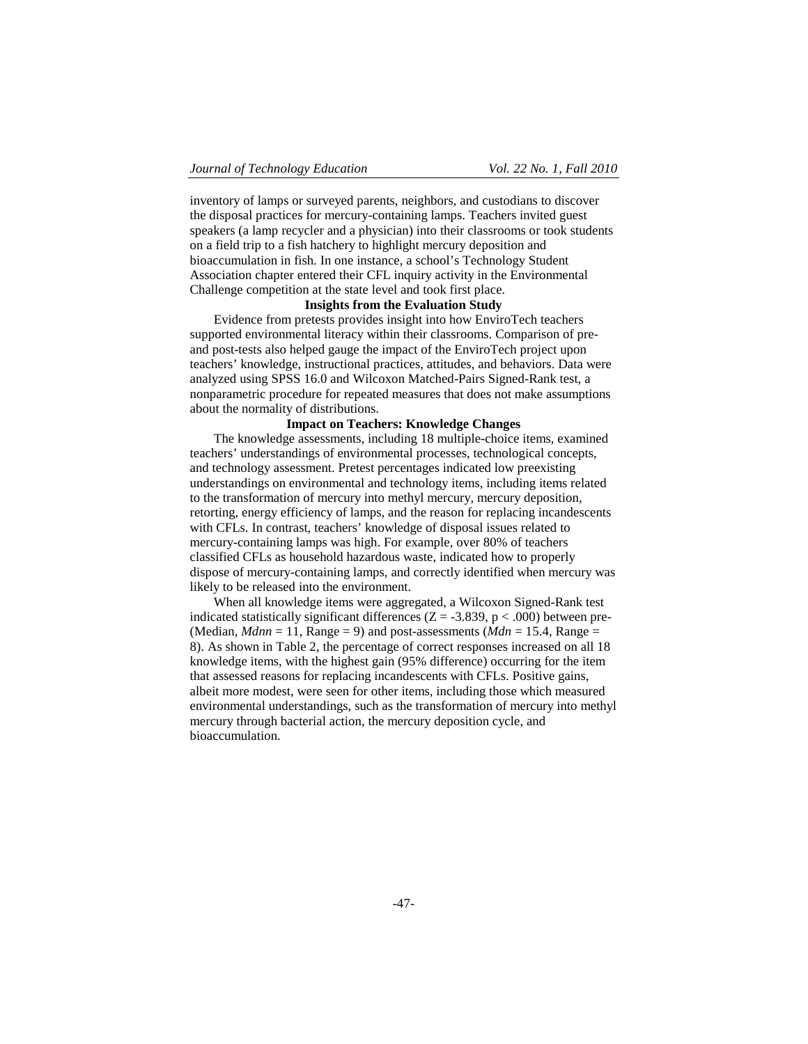inventory of lamps or surveyed parents, neighbors, and custodians to discover the disposal practices for mercury-containing lamps. Teachers invited guest speakers (a lamp recycler and a physician) into their classrooms or took students on a field trip to a fish hatchery to highlight mercury deposition and bioaccumulation in fish. In one instance, a school's Technology Student Association chapter entered their CFL inquiry activity in the Environmental Challenge competition at the state level and took first place.

### Insights from the Evaluation Study

Evidence from pretests provides insight into how EnviroTech teachers supported environmental literacy within their classrooms. Comparison of pre- and post-tests also helped gauge the impact of the EnviroTech project upon teachers' knowledge, instructional practices, attitudes, and behaviors. Data were analyzed using SPSS 16.0 and Wilcoxon Matched-Pairs Signed-Rank test, a nonparametric procedure for repeated measures that does not make assumptions about the normality of distributions.

### Impact on Teachers: Knowledge Changes

The knowledge assessments, including 18 multiple-choice items, examined teachers' understandings of environmental processes, technological concepts, and technology assessment. Pretest percentages indicated low preexisting understandings on environmental and technology items, including items related to the transformation of mercury into methyl mercury, mercury deposition, retorting, energy efficiency of lamps, and the reason for replacing incandescents with CFLs. In contrast, teachers' knowledge of disposal issues related to mercury-containing lamps was high. For example, over 80% of teachers classified CFLs as household hazardous waste, indicated how to properly dispose of mercury-containing lamps, and correctly identified when mercury was likely to be released into the environment.

When all knowledge items were aggregated, a Wilcoxon Signed-Rank test indicated statistically significant differences ($Z = -3.839$, $p < .000$) between pre- (Median, *Mdnn* = 11, Range = 9) and post-assessments (*Mdn* = 15.4, Range = 8). As shown in Table 2, the percentage of correct responses increased on all 18 knowledge items, with the highest gain (95% difference) occurring for the item that assessed reasons for replacing incandescents with CFLs. Positive gains, albeit more modest, were seen for other items, including those which measured environmental understandings, such as the transformation of mercury into methyl mercury through bacterial action, the mercury deposition cycle, and bioaccumulation.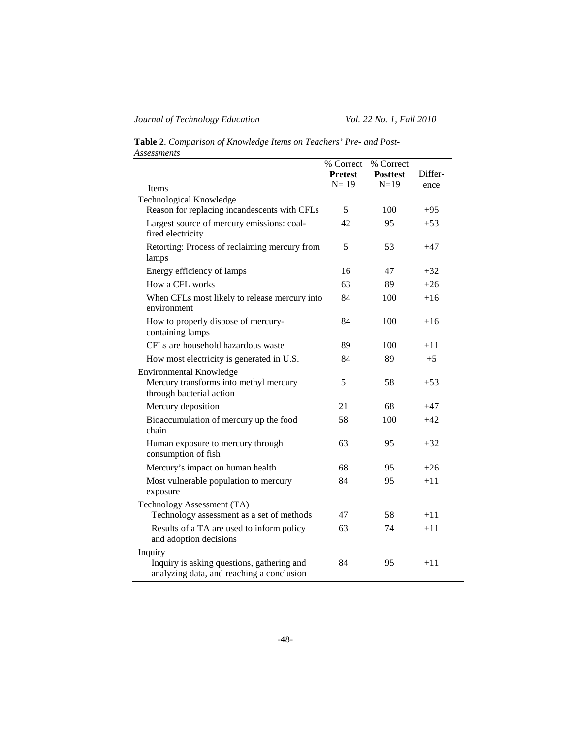**Table 2**. *Comparison of Knowledge Items on Teachers' Pre- and Post-Assessments*

| Items | % Correct **Pretest** N= 19 | % Correct **Posttest** N=19 | Differ-ence |
|---|---|---|---|
| Technological Knowledge | | | |
| Reason for replacing incandescents with CFLs | 5 | 100 | +95 |
| Largest source of mercury emissions: coal-fired electricity | 42 | 95 | +53 |
| Retorting: Process of reclaiming mercury from lamps | 5 | 53 | +47 |
| Energy efficiency of lamps | 16 | 47 | +32 |
| How a CFL works | 63 | 89 | +26 |
| When CFLs most likely to release mercury into environment | 84 | 100 | +16 |
| How to properly dispose of mercury-containing lamps | 84 | 100 | +16 |
| CFLs are household hazardous waste | 89 | 100 | +11 |
| How most electricity is generated in U.S. | 84 | 89 | +5 |
| Environmental Knowledge | | | |
| Mercury transforms into methyl mercury through bacterial action | 5 | 58 | +53 |
| Mercury deposition | 21 | 68 | +47 |
| Bioaccumulation of mercury up the food chain | 58 | 100 | +42 |
| Human exposure to mercury through consumption of fish | 63 | 95 | +32 |
| Mercury's impact on human health | 68 | 95 | +26 |
| Most vulnerable population to mercury exposure | 84 | 95 | +11 |
| Technology Assessment (TA) | | | |
| Technology assessment as a set of methods | 47 | 58 | +11 |
| Results of a TA are used to inform policy and adoption decisions | 63 | 74 | +11 |
| Inquiry | | | |
| Inquiry is asking questions, gathering and analyzing data, and reaching a conclusion | 84 | 95 | +11 |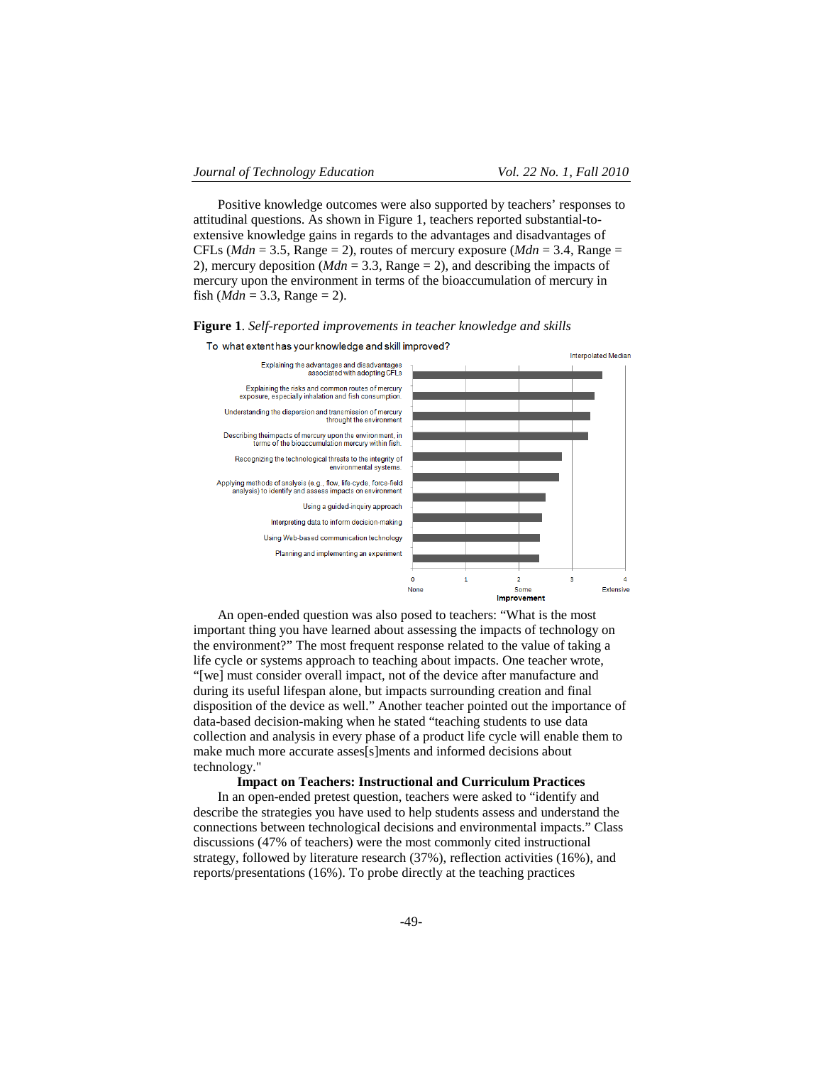Positive knowledge outcomes were also supported by teachers' responses to attitudinal questions. As shown in Figure 1, teachers reported substantial-to-extensive knowledge gains in regards to the advantages and disadvantages of CFLs (*Mdn* = 3.5, Range = 2), routes of mercury exposure (*Mdn* = 3.4, Range = 2), mercury deposition (*Mdn* = 3.3, Range = 2), and describing the impacts of mercury upon the environment in terms of the bioaccumulation of mercury in fish (*Mdn* = 3.3, Range = 2).

**Figure 1**. *Self-reported improvements in teacher knowledge and skills*

To what extent has your knowledge and skill improved?

Interpolated Median

- Explaining the advantages and disadvantages associated with adopting CFLs
- Explaining the risks and common routes of mercury exposure, especially inhalation and fish consumption.
- Understanding the dispersion and transmission of mercury throught the environment
- Describing theimpacts of mercury upon the environment, in terms of the bioaccumulation mercury within fish.
- Recognizing the technological threats to the integrity of environmental systems.
- Applying methods of analysis (e.g., flow, life-cycle, force-field analysis) to identify and assess impacts on environment
- Using a guided-inquiry approach
- Interpreting data to inform decision-making
- Using Web-based communication technology
- Planning and implementing an experiment

0 None, 1, 2 Some, 3, 4 Extensive

Improvement

An open-ended question was also posed to teachers: "What is the most important thing you have learned about assessing the impacts of technology on the environment?" The most frequent response related to the value of taking a life cycle or systems approach to teaching about impacts. One teacher wrote, "[we] must consider overall impact, not of the device after manufacture and during its useful lifespan alone, but impacts surrounding creation and final disposition of the device as well." Another teacher pointed out the importance of data-based decision-making when he stated "teaching students to use data collection and analysis in every phase of a product life cycle will enable them to make much more accurate asses[s]ments and informed decisions about technology."

### Impact on Teachers: Instructional and Curriculum Practices

In an open-ended pretest question, teachers were asked to "identify and describe the strategies you have used to help students assess and understand the connections between technological decisions and environmental impacts." Class discussions (47% of teachers) were the most commonly cited instructional strategy, followed by literature research (37%), reflection activities (16%), and reports/presentations (16%). To probe directly at the teaching practices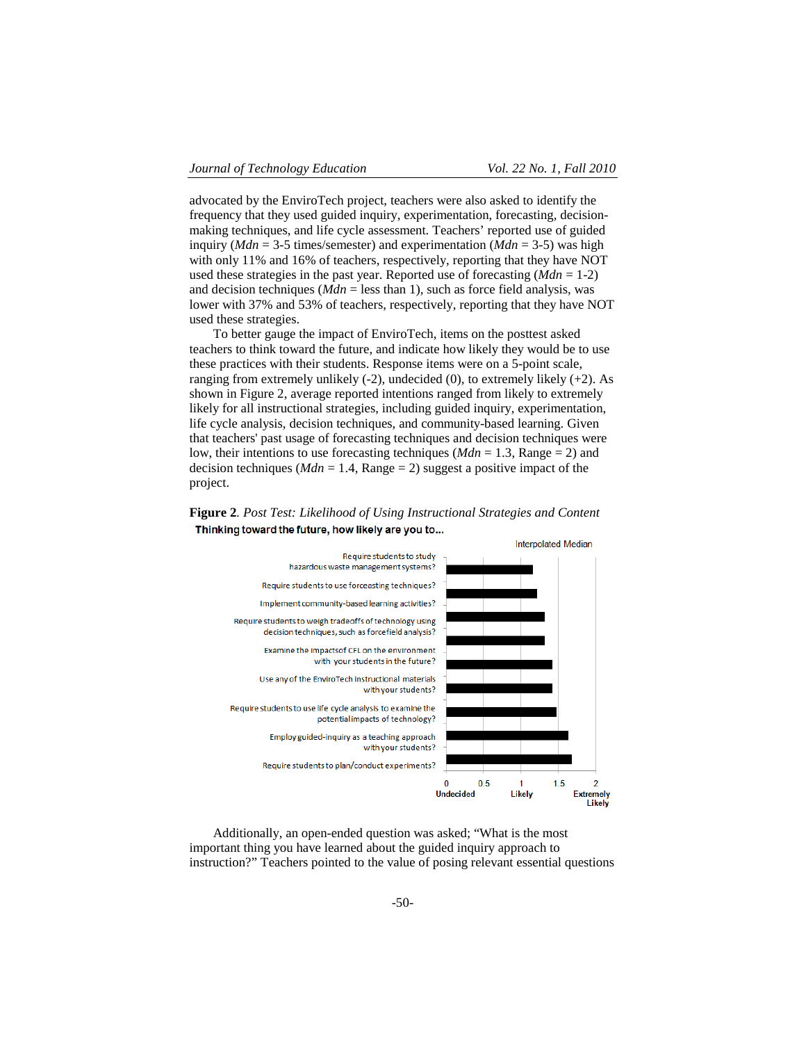advocated by the EnviroTech project, teachers were also asked to identify the frequency that they used guided inquiry, experimentation, forecasting, decision-making techniques, and life cycle assessment. Teachers' reported use of guided inquiry (*Mdn* = 3-5 times/semester) and experimentation (*Mdn* = 3-5) was high with only 11% and 16% of teachers, respectively, reporting that they have NOT used these strategies in the past year. Reported use of forecasting (*Mdn* = 1-2) and decision techniques (*Mdn* = less than 1), such as force field analysis, was lower with 37% and 53% of teachers, respectively, reporting that they have NOT used these strategies.

To better gauge the impact of EnviroTech, items on the posttest asked teachers to think toward the future, and indicate how likely they would be to use these practices with their students. Response items were on a 5-point scale, ranging from extremely unlikely (-2), undecided (0), to extremely likely (+2). As shown in Figure 2, average reported intentions ranged from likely to extremely likely for all instructional strategies, including guided inquiry, experimentation, life cycle analysis, decision techniques, and community-based learning. Given that teachers' past usage of forecasting techniques and decision techniques were low, their intentions to use forecasting techniques (*Mdn* = 1.3, Range = 2) and decision techniques (*Mdn* = 1.4, Range = 2) suggest a positive impact of the project.

**Figure 2**. *Post Test: Likelihood of Using Instructional Strategies and Content*

**Thinking toward the future, how likely are you to...**

Interpolated Median

| Item | Interpolated Median (approx.) |
|---|---|
| Require students to study hazardous waste management systems? | 1.15 |
| Require students to use forceasting techniques? | 1.2 |
| Implement community-based learning activities? | 1.3 |
| Require students to weigh tradeoffs of technology using decision techniques, such as forcefield analysis? | 1.3 |
| Examine the impacts of CFL on the environment with your students in the future? | 1.4 |
| Use any of the EnviroTech instructional materials with your students? | 1.4 |
| Require students to use life cycle analysis to examine the potential impacts of technology? | 1.45 |
| Employ guided-inquiry as a teaching approach with your students? | 1.6 |
| Require students to plan/conduct experiments? | 1.65 |

Scale: 0 (Undecided), 0.5, 1 (Likely), 1.5, 2 (Extremely Likely)

Additionally, an open-ended question was asked; "What is the most important thing you have learned about the guided inquiry approach to instruction?" Teachers pointed to the value of posing relevant essential questions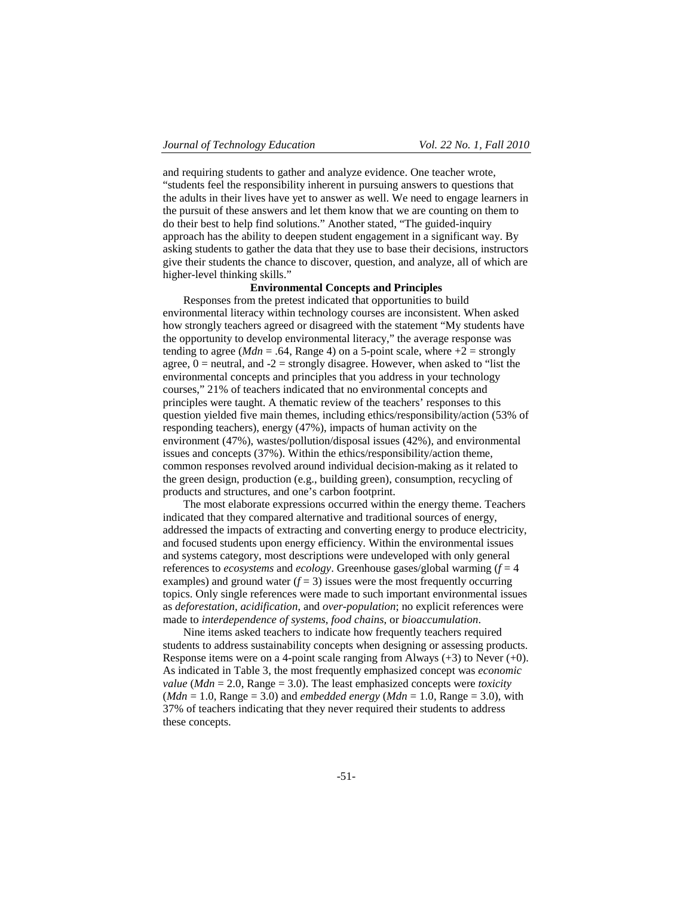and requiring students to gather and analyze evidence. One teacher wrote, "students feel the responsibility inherent in pursuing answers to questions that the adults in their lives have yet to answer as well. We need to engage learners in the pursuit of these answers and let them know that we are counting on them to do their best to help find solutions." Another stated, "The guided-inquiry approach has the ability to deepen student engagement in a significant way. By asking students to gather the data that they use to base their decisions, instructors give their students the chance to discover, question, and analyze, all of which are higher-level thinking skills."

### Environmental Concepts and Principles

Responses from the pretest indicated that opportunities to build environmental literacy within technology courses are inconsistent. When asked how strongly teachers agreed or disagreed with the statement "My students have the opportunity to develop environmental literacy," the average response was tending to agree (*Mdn* = .64, Range 4) on a 5-point scale, where +2 = strongly agree, 0 = neutral, and -2 = strongly disagree. However, when asked to "list the environmental concepts and principles that you address in your technology courses," 21% of teachers indicated that no environmental concepts and principles were taught. A thematic review of the teachers' responses to this question yielded five main themes, including ethics/responsibility/action (53% of responding teachers), energy (47%), impacts of human activity on the environment (47%), wastes/pollution/disposal issues (42%), and environmental issues and concepts (37%). Within the ethics/responsibility/action theme, common responses revolved around individual decision-making as it related to the green design, production (e.g., building green), consumption, recycling of products and structures, and one's carbon footprint.

The most elaborate expressions occurred within the energy theme. Teachers indicated that they compared alternative and traditional sources of energy, addressed the impacts of extracting and converting energy to produce electricity, and focused students upon energy efficiency. Within the environmental issues and systems category, most descriptions were undeveloped with only general references to *ecosystems* and *ecology*. Greenhouse gases/global warming ($f = 4$ examples) and ground water ($f = 3$) issues were the most frequently occurring topics. Only single references were made to such important environmental issues as *deforestation*, *acidification*, and *over-population*; no explicit references were made to *interdependence of systems*, *food chains*, or *bioaccumulation*.

Nine items asked teachers to indicate how frequently teachers required students to address sustainability concepts when designing or assessing products. Response items were on a 4-point scale ranging from Always (+3) to Never (+0). As indicated in Table 3, the most frequently emphasized concept was *economic value* (*Mdn* = 2.0, Range = 3.0). The least emphasized concepts were *toxicity* (*Mdn* = 1.0, Range = 3.0) and *embedded energy* (*Mdn* = 1.0, Range = 3.0), with 37% of teachers indicating that they never required their students to address these concepts.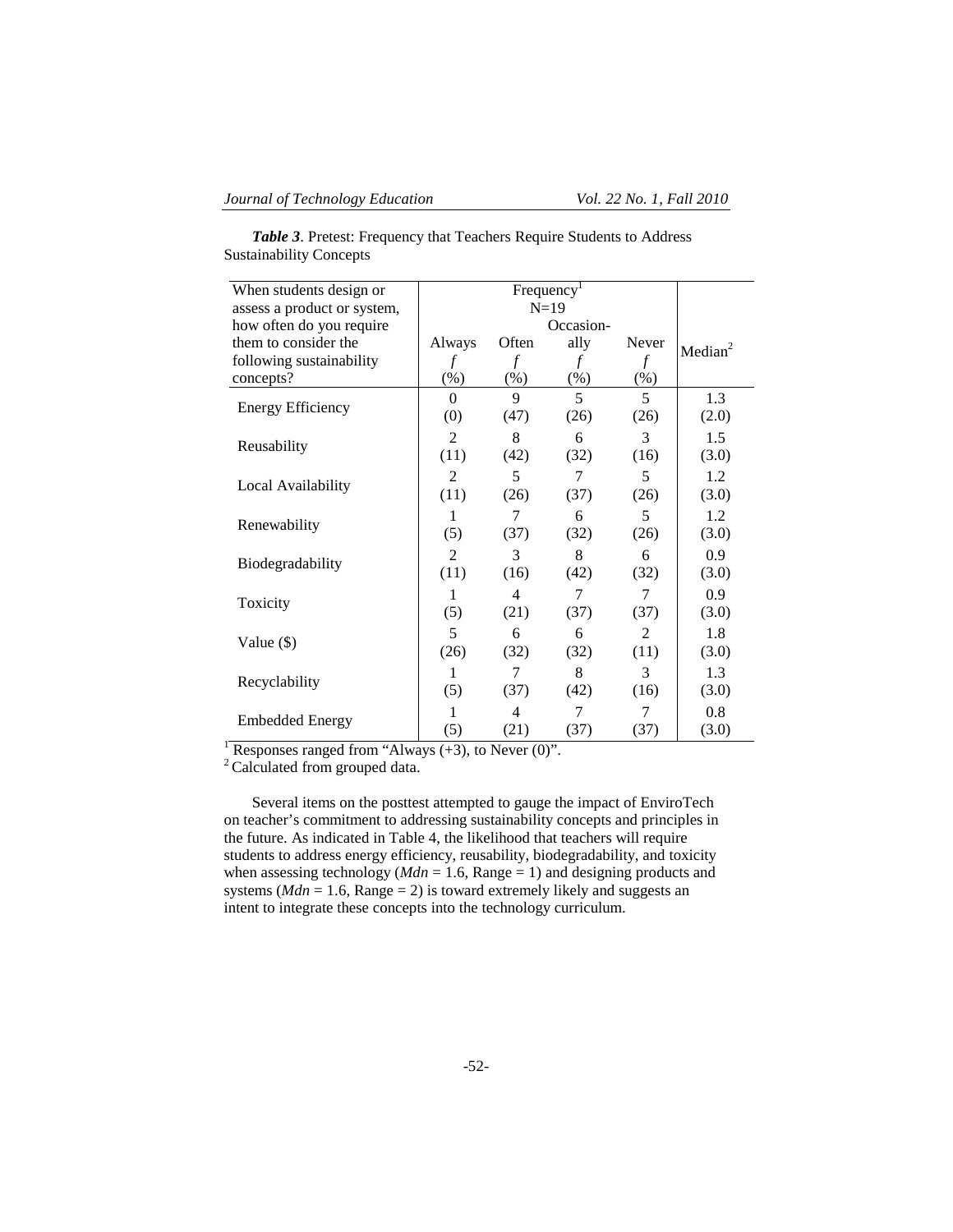***Table 3*.** Pretest: Frequency that Teachers Require Students to Address Sustainability Concepts

| When students design or assess a product or system, how often do you require them to consider the following sustainability concepts? | Frequency[1] N=19 | | | | Median[2] |
|---|---|---|---|---|---|
| | Always *f* (%) | Often *f* (%) | Occasion-ally *f* (%) | Never *f* (%) | |
| Energy Efficiency | 0 (0) | 9 (47) | 5 (26) | 5 (26) | 1.3 (2.0) |
| Reusability | 2 (11) | 8 (42) | 6 (32) | 3 (16) | 1.5 (3.0) |
| Local Availability | 2 (11) | 5 (26) | 7 (37) | 5 (26) | 1.2 (3.0) |
| Renewability | 1 (5) | 7 (37) | 6 (32) | 5 (26) | 1.2 (3.0) |
| Biodegradability | 2 (11) | 3 (16) | 8 (42) | 6 (32) | 0.9 (3.0) |
| Toxicity | 1 (5) | 4 (21) | 7 (37) | 7 (37) | 0.9 (3.0) |
| Value ($) | 5 (26) | 6 (32) | 6 (32) | 2 (11) | 1.8 (3.0) |
| Recyclability | 1 (5) | 7 (37) | 8 (42) | 3 (16) | 1.3 (3.0) |
| Embedded Energy | 1 (5) | 4 (21) | 7 (37) | 7 (37) | 0.8 (3.0) |

[1] Responses ranged from "Always (+3), to Never (0)".
[2] Calculated from grouped data.

Several items on the posttest attempted to gauge the impact of EnviroTech on teacher's commitment to addressing sustainability concepts and principles in the future. As indicated in Table 4, the likelihood that teachers will require students to address energy efficiency, reusability, biodegradability, and toxicity when assessing technology (*Mdn* = 1.6, Range = 1) and designing products and systems (*Mdn* = 1.6, Range = 2) is toward extremely likely and suggests an intent to integrate these concepts into the technology curriculum.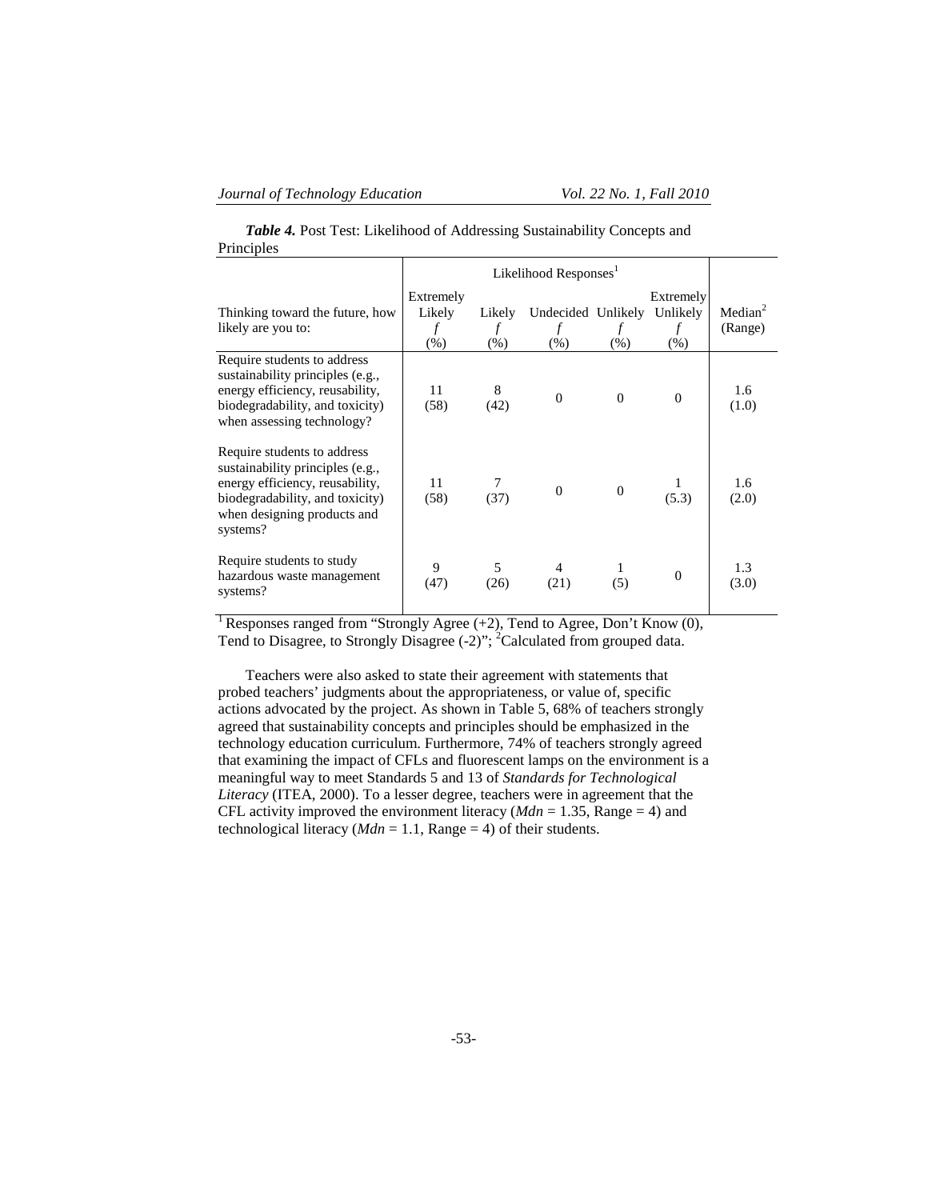***Table 4.*** Post Test: Likelihood of Addressing Sustainability Concepts and Principles

| Thinking toward the future, how likely are you to: | Likelihood Responses[1] | | | | | Median[2] (Range) |
|---|---|---|---|---|---|---|
| | Extremely Likely *f* (%) | Likely *f* (%) | Undecided *f* (%) | Unlikely *f* (%) | Extremely Unlikely *f* (%) | |
| Require students to address sustainability principles (e.g., energy efficiency, reusability, biodegradability, and toxicity) when assessing technology? | 11 (58) | 8 (42) | 0 | 0 | 0 | 1.6 (1.0) |
| Require students to address sustainability principles (e.g., energy efficiency, reusability, biodegradability, and toxicity) when designing products and systems? | 11 (58) | 7 (37) | 0 | 0 | 1 (5.3) | 1.6 (2.0) |
| Require students to study hazardous waste management systems? | 9 (47) | 5 (26) | 4 (21) | 1 (5) | 0 | 1.3 (3.0) |

[1] Responses ranged from "Strongly Agree (+2), Tend to Agree, Don't Know (0), Tend to Disagree, to Strongly Disagree (-2)"; [2]Calculated from grouped data.

Teachers were also asked to state their agreement with statements that probed teachers' judgments about the appropriateness, or value of, specific actions advocated by the project. As shown in Table 5, 68% of teachers strongly agreed that sustainability concepts and principles should be emphasized in the technology education curriculum. Furthermore, 74% of teachers strongly agreed that examining the impact of CFLs and fluorescent lamps on the environment is a meaningful way to meet Standards 5 and 13 of *Standards for Technological Literacy* (ITEA, 2000). To a lesser degree, teachers were in agreement that the CFL activity improved the environment literacy ($Mdn$ = 1.35, Range = 4) and technological literacy ($Mdn$ = 1.1, Range = 4) of their students.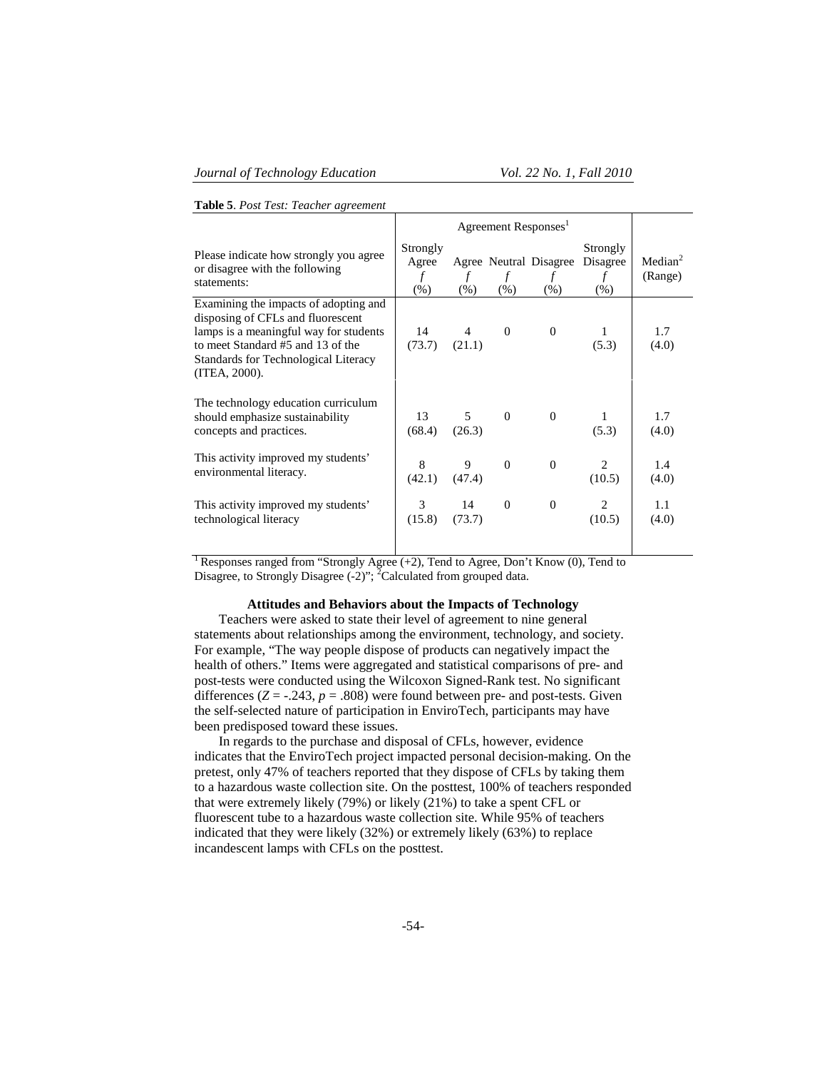**Table 5**. *Post Test: Teacher agreement*

| Please indicate how strongly you agree or disagree with the following statements: | Agreement Responses[1] | | | | | Median[2] (Range) |
|---|---|---|---|---|---|---|
| | Strongly Agree *f* (%) | Agree *f* (%) | Neutral *f* (%) | Disagree *f* (%) | Strongly Disagree *f* (%) | |
| Examining the impacts of adopting and disposing of CFLs and fluorescent lamps is a meaningful way for students to meet Standard #5 and 13 of the Standards for Technological Literacy (ITEA, 2000). | 14 (73.7) | 4 (21.1) | 0 | 0 | 1 (5.3) | 1.7 (4.0) |
| The technology education curriculum should emphasize sustainability concepts and practices. | 13 (68.4) | 5 (26.3) | 0 | 0 | 1 (5.3) | 1.7 (4.0) |
| This activity improved my students' environmental literacy. | 8 (42.1) | 9 (47.4) | 0 | 0 | 2 (10.5) | 1.4 (4.0) |
| This activity improved my students' technological literacy | 3 (15.8) | 14 (73.7) | 0 | 0 | 2 (10.5) | 1.1 (4.0) |

[1] Responses ranged from "Strongly Agree (+2), Tend to Agree, Don't Know (0), Tend to Disagree, to Strongly Disagree (-2)"; [2] Calculated from grouped data.

### Attitudes and Behaviors about the Impacts of Technology

Teachers were asked to state their level of agreement to nine general statements about relationships among the environment, technology, and society. For example, "The way people dispose of products can negatively impact the health of others." Items were aggregated and statistical comparisons of pre- and post-tests were conducted using the Wilcoxon Signed-Rank test. No significant differences ($Z = -.243$, $p = .808$) were found between pre- and post-tests. Given the self-selected nature of participation in EnviroTech, participants may have been predisposed toward these issues.

In regards to the purchase and disposal of CFLs, however, evidence indicates that the EnviroTech project impacted personal decision-making. On the pretest, only 47% of teachers reported that they dispose of CFLs by taking them to a hazardous waste collection site. On the posttest, 100% of teachers responded that were extremely likely (79%) or likely (21%) to take a spent CFL or fluorescent tube to a hazardous waste collection site. While 95% of teachers indicated that they were likely (32%) or extremely likely (63%) to replace incandescent lamps with CFLs on the posttest.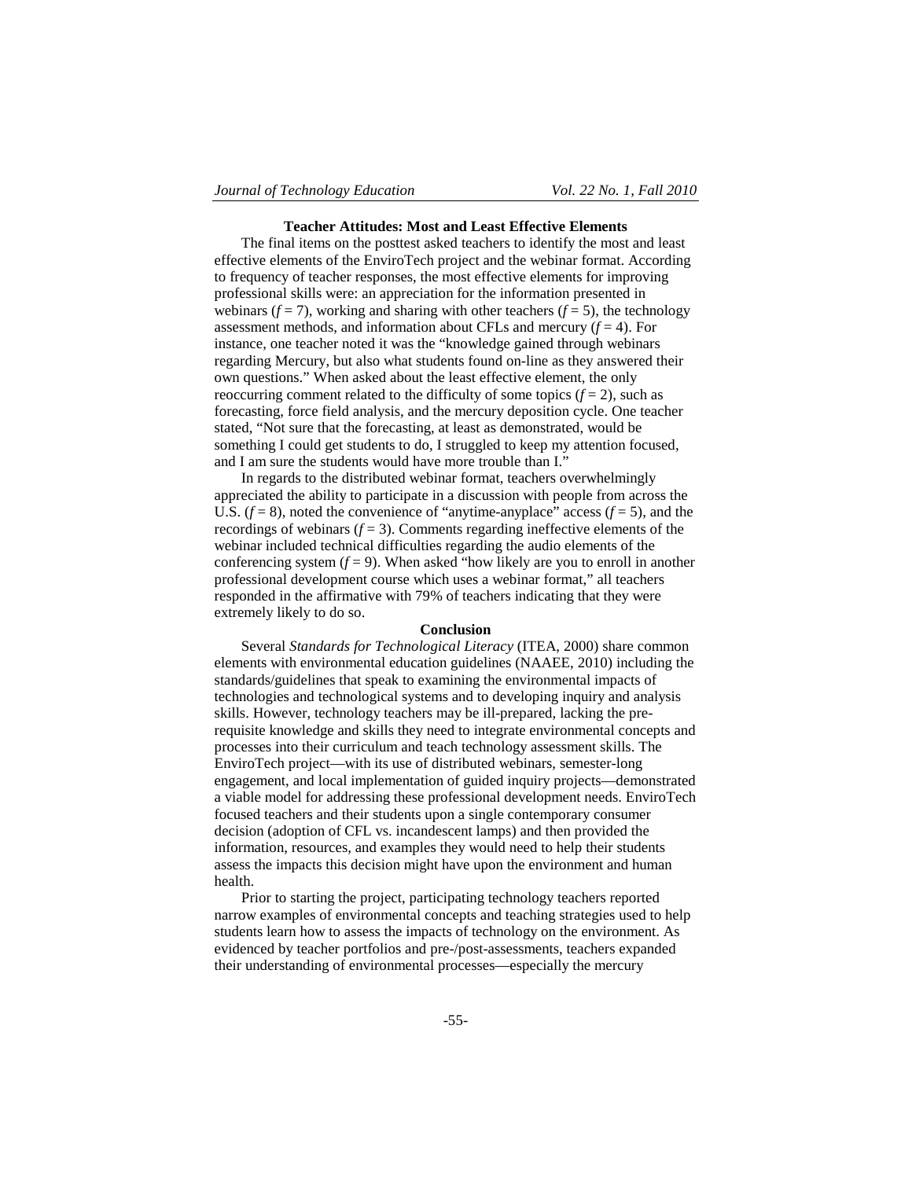### Teacher Attitudes: Most and Least Effective Elements

The final items on the posttest asked teachers to identify the most and least effective elements of the EnviroTech project and the webinar format. According to frequency of teacher responses, the most effective elements for improving professional skills were: an appreciation for the information presented in webinars ($f = 7$), working and sharing with other teachers ($f = 5$), the technology assessment methods, and information about CFLs and mercury ($f = 4$). For instance, one teacher noted it was the "knowledge gained through webinars regarding Mercury, but also what students found on-line as they answered their own questions." When asked about the least effective element, the only reoccurring comment related to the difficulty of some topics ($f = 2$), such as forecasting, force field analysis, and the mercury deposition cycle. One teacher stated, "Not sure that the forecasting, at least as demonstrated, would be something I could get students to do, I struggled to keep my attention focused, and I am sure the students would have more trouble than I."

In regards to the distributed webinar format, teachers overwhelmingly appreciated the ability to participate in a discussion with people from across the U.S. ($f = 8$), noted the convenience of "anytime-anyplace" access ($f = 5$), and the recordings of webinars ($f = 3$). Comments regarding ineffective elements of the webinar included technical difficulties regarding the audio elements of the conferencing system ($f = 9$). When asked "how likely are you to enroll in another professional development course which uses a webinar format," all teachers responded in the affirmative with 79% of teachers indicating that they were extremely likely to do so.

## Conclusion

Several *Standards for Technological Literacy* (ITEA, 2000) share common elements with environmental education guidelines (NAAEE, 2010) including the standards/guidelines that speak to examining the environmental impacts of technologies and technological systems and to developing inquiry and analysis skills. However, technology teachers may be ill-prepared, lacking the pre-requisite knowledge and skills they need to integrate environmental concepts and processes into their curriculum and teach technology assessment skills. The EnviroTech project—with its use of distributed webinars, semester-long engagement, and local implementation of guided inquiry projects—demonstrated a viable model for addressing these professional development needs. EnviroTech focused teachers and their students upon a single contemporary consumer decision (adoption of CFL vs. incandescent lamps) and then provided the information, resources, and examples they would need to help their students assess the impacts this decision might have upon the environment and human health.

Prior to starting the project, participating technology teachers reported narrow examples of environmental concepts and teaching strategies used to help students learn how to assess the impacts of technology on the environment. As evidenced by teacher portfolios and pre-/post-assessments, teachers expanded their understanding of environmental processes—especially the mercury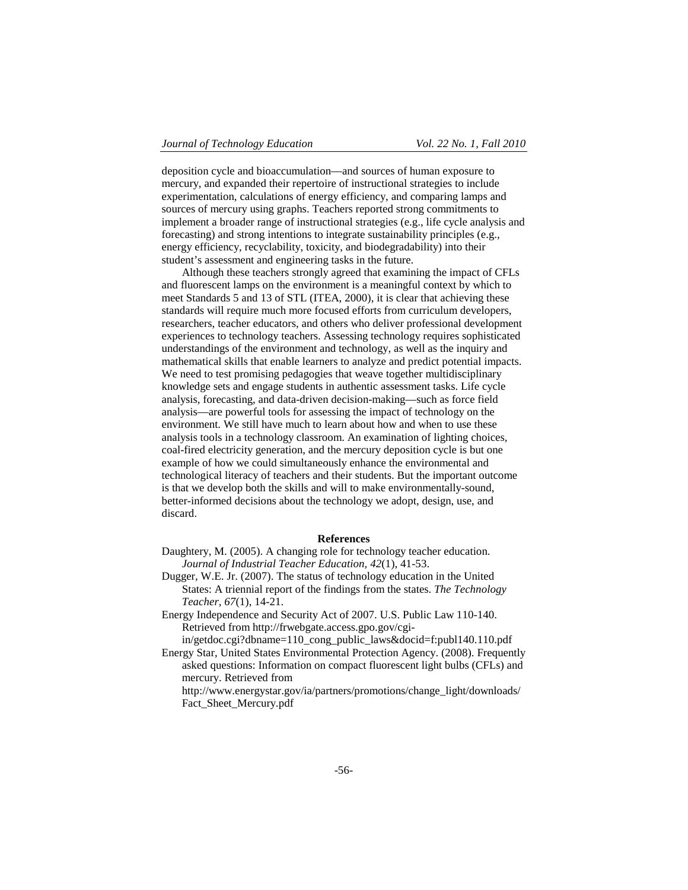deposition cycle and bioaccumulation—and sources of human exposure to mercury, and expanded their repertoire of instructional strategies to include experimentation, calculations of energy efficiency, and comparing lamps and sources of mercury using graphs. Teachers reported strong commitments to implement a broader range of instructional strategies (e.g., life cycle analysis and forecasting) and strong intentions to integrate sustainability principles (e.g., energy efficiency, recyclability, toxicity, and biodegradability) into their student's assessment and engineering tasks in the future.

Although these teachers strongly agreed that examining the impact of CFLs and fluorescent lamps on the environment is a meaningful context by which to meet Standards 5 and 13 of STL (ITEA, 2000), it is clear that achieving these standards will require much more focused efforts from curriculum developers, researchers, teacher educators, and others who deliver professional development experiences to technology teachers. Assessing technology requires sophisticated understandings of the environment and technology, as well as the inquiry and mathematical skills that enable learners to analyze and predict potential impacts. We need to test promising pedagogies that weave together multidisciplinary knowledge sets and engage students in authentic assessment tasks. Life cycle analysis, forecasting, and data-driven decision-making—such as force field analysis—are powerful tools for assessing the impact of technology on the environment. We still have much to learn about how and when to use these analysis tools in a technology classroom. An examination of lighting choices, coal-fired electricity generation, and the mercury deposition cycle is but one example of how we could simultaneously enhance the environmental and technological literacy of teachers and their students. But the important outcome is that we develop both the skills and will to make environmentally-sound, better-informed decisions about the technology we adopt, design, use, and discard.

## References

Daughtery, M. (2005). A changing role for technology teacher education. *Journal of Industrial Teacher Education, 42*(1), 41-53.

Dugger, W.E. Jr. (2007). The status of technology education in the United States: A triennial report of the findings from the states. *The Technology Teacher, 67*(1), 14-21.

Energy Independence and Security Act of 2007. U.S. Public Law 110-140. Retrieved from http://frwebgate.access.gpo.gov/cgi-in/getdoc.cgi?dbname=110_cong_public_laws&docid=f:publ140.110.pdf

Energy Star, United States Environmental Protection Agency. (2008). Frequently asked questions: Information on compact fluorescent light bulbs (CFLs) and mercury. Retrieved from http://www.energystar.gov/ia/partners/promotions/change_light/downloads/Fact_Sheet_Mercury.pdf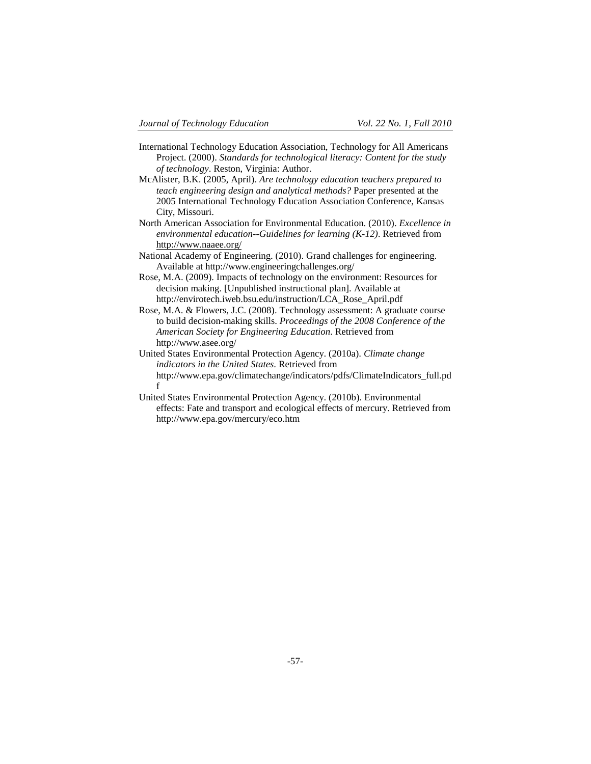International Technology Education Association, Technology for All Americans Project. (2000). *Standards for technological literacy: Content for the study of technology*. Reston, Virginia: Author.

McAlister, B.K. (2005, April). *Are technology education teachers prepared to teach engineering design and analytical methods?* Paper presented at the 2005 International Technology Education Association Conference, Kansas City, Missouri.

North American Association for Environmental Education. (2010). *Excellence in environmental education--Guidelines for learning (K-12)*. Retrieved from http://www.naaee.org/

National Academy of Engineering. (2010). Grand challenges for engineering. Available at http://www.engineeringchallenges.org/

Rose, M.A. (2009). Impacts of technology on the environment: Resources for decision making. [Unpublished instructional plan]. Available at http://envirotech.iweb.bsu.edu/instruction/LCA_Rose_April.pdf

Rose, M.A. & Flowers, J.C. (2008). Technology assessment: A graduate course to build decision-making skills. *Proceedings of the 2008 Conference of the American Society for Engineering Education*. Retrieved from http://www.asee.org/

United States Environmental Protection Agency. (2010a). *Climate change indicators in the United States*. Retrieved from http://www.epa.gov/climatechange/indicators/pdfs/ClimateIndicators_full.pdf

United States Environmental Protection Agency. (2010b). Environmental effects: Fate and transport and ecological effects of mercury. Retrieved from http://www.epa.gov/mercury/eco.htm